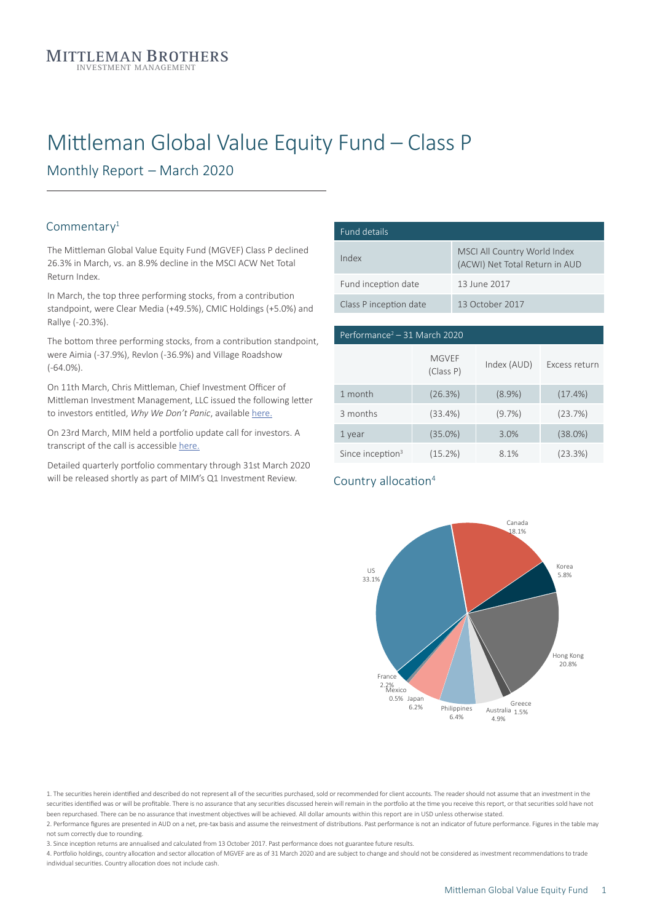MITTLEMAN BROTHERS
INVESTMENT MANAGEMENT

# Mittleman Global Value Equity Fund – Class P

## Monthly Report – March 2020

### Commentary[1]

The Mittleman Global Value Equity Fund (MGVEF) Class P declined 26.3% in March, vs. an 8.9% decline in the MSCI ACW Net Total Return Index.

In March, the top three performing stocks, from a contribution standpoint, were Clear Media (+49.5%), CMIC Holdings (+5.0%) and Rallye (-20.3%).

The bottom three performing stocks, from a contribution standpoint, were Aimia (-37.9%), Revlon (-36.9%) and Village Roadshow (-64.0%).

On 11th March, Chris Mittleman, Chief Investment Officer of Mittleman Investment Management, LLC issued the following letter to investors entitled, *Why We Don't Panic*, available here.

On 23rd March, MIM held a portfolio update call for investors. A transcript of the call is accessible here.

Detailed quarterly portfolio commentary through 31st March 2020 will be released shortly as part of MIM's Q1 Investment Review.

| Fund details | |
|---|---|
| Index | MSCI All Country World Index (ACWI) Net Total Return in AUD |
| Fund inception date | 13 June 2017 |
| Class P inception date | 13 October 2017 |

| Performance[2] – 31 March 2020 | MGVEF (Class P) | Index (AUD) | Excess return |
|---|---|---|---|
| 1 month | (26.3%) | (8.9%) | (17.4%) |
| 3 months | (33.4%) | (9.7%) | (23.7%) |
| 1 year | (35.0%) | 3.0% | (38.0%) |
| Since inception[3] | (15.2%) | 8.1% | (23.3%) |

### Country allocation[4]

| Country | Allocation |
|---|---|
| Canada | 18.1% |
| Korea | 5.8% |
| Hong Kong | 20.8% |
| Greece | 1.5% |
| Australia | 4.9% |
| Philippines | 6.4% |
| Japan | 6.2% |
| Mexico | 0.5% |
| France | 2.2% |
| US | 33.1% |

1. The securities herein identified and described do not represent all of the securities purchased, sold or recommended for client accounts. The reader should not assume that an investment in the securities identified was or will be profitable. There is no assurance that any securities discussed herein will remain in the portfolio at the time you receive this report, or that securities sold have not been repurchased. There can be no assurance that investment objectives will be achieved. All dollar amounts within this report are in USD unless otherwise stated.

2. Performance figures are presented in AUD on a net, pre-tax basis and assume the reinvestment of distributions. Past performance is not an indicator of future performance. Figures in the table may not sum correctly due to rounding.

3. Since inception returns are annualised and calculated from 13 October 2017. Past performance does not guarantee future results.

4. Portfolio holdings, country allocation and sector allocation of MGVEF are as of 31 March 2020 and are subject to change and should not be considered as investment recommendations to trade individual securities. Country allocation does not include cash.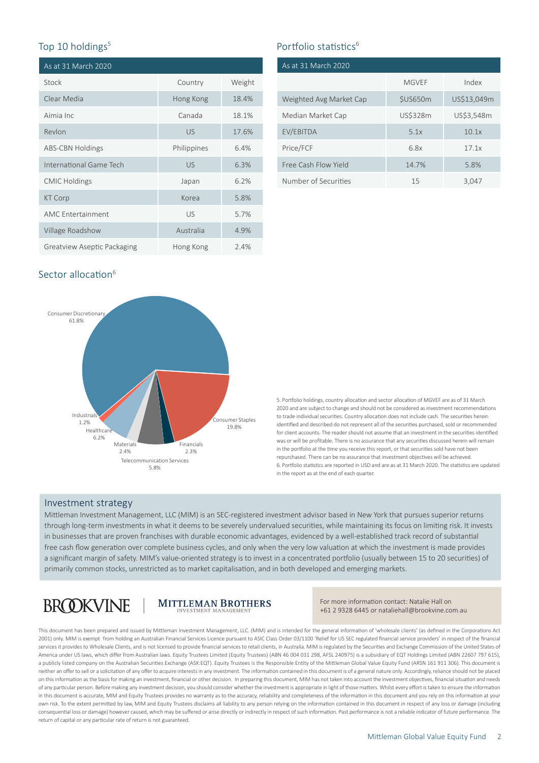## Top 10 holdings[5]

| As at 31 March 2020 | | |
|---|---|---|
| Stock | Country | Weight |
| Clear Media | Hong Kong | 18.4% |
| Aimia Inc | Canada | 18.1% |
| Revlon | US | 17.6% |
| ABS-CBN Holdings | Philippines | 6.4% |
| International Game Tech | US | 6.3% |
| CMIC Holdings | Japan | 6.2% |
| KT Corp | Korea | 5.8% |
| AMC Entertainment | US | 5.7% |
| Village Roadshow | Australia | 4.9% |
| Greatview Aseptic Packaging | Hong Kong | 2.4% |

## Portfolio statistics[6]

| As at 31 March 2020 | | |
|---|---|---|
| | MGVEF | Index |
| Weighted Avg Market Cap | $US650m | US$13,049m |
| Median Market Cap | US$328m | US$3,548m |
| EV/EBITDA | 5.1x | 10.1x |
| Price/FCF | 6.8x | 17.1x |
| Free Cash Flow Yield | 14.7% | 5.8% |
| Number of Securities | 15 | 3,047 |

## Sector allocation[6]

Consumer Discretionary
61.8%

Consumer Staples
19.8%

Financials
2.3%

Telecommunication Services
5.8%

Materials
2.4%

Healthcare
6.2%

Industrials
1.2%

5. Portfolio holdings, country allocation and sector allocation of MGVEF are as of 31 March 2020 and are subject to change and should not be considered as investment recommendations to trade individual securities. Country allocation does not include cash. The securities herein identified and described do not represent all of the securities purchased, sold or recommended for client accounts. The reader should not assume that an investment in the securities identified was or will be profitable. There is no assurance that any securities discussed herein will remain in the portfolio at the time you receive this report, or that securities sold have not been repurchased. There can be no assurance that investment objectives will be achieved.
6. Portfolio statistics are reported in USD and are as at 31 March 2020. The statistics are updated in the report as at the end of each quarter.

## Investment strategy

Mittleman Investment Management, LLC (MIM) is an SEC-registered investment advisor based in New York that pursues superior returns through long-term investments in what it deems to be severely undervalued securities, while maintaining its focus on limiting risk. It invests in businesses that are proven franchises with durable economic advantages, evidenced by a well-established track record of substantial free cash flow generation over complete business cycles, and only when the very low valuation at which the investment is made provides a significant margin of safety. MIM's value-oriented strategy is to invest in a concentrated portfolio (usually between 15 to 20 securities) of primarily common stocks, unrestricted as to market capitalisation, and in both developed and emerging markets.

BROOKVINE | MITTLEMAN BROTHERS INVESTMENT MANAGEMENT

For more information contact: Natalie Hall on +61 2 9328 6445 or nataliehall@brookvine.com.au

This document has been prepared and issued by Mittleman Investment Management, LLC. (MIM) and is intended for the general information of 'wholesale clients' (as defined in the Corporations Act 2001) only. MIM is exempt from holding an Australian Financial Services Licence pursuant to ASIC Class Order 03/1100 'Relief for US SEC regulated financial service providers' in respect of the financial services it provides to Wholesale Clients, and is not licensed to provide financial services to retail clients, in Australia. MIM is regulated by the Securities and Exchange Commission of the United States of America under US laws, which differ from Australian laws. Equity Trustees Limited (Equity Trustees) (ABN 46 004 031 298, AFSL 240975) is a subsidiary of EQT Holdings Limited (ABN 22607 797 615), a publicly listed company on the Australian Securities Exchange (ASX:EQT). Equity Trustees is the Responsible Entity of the Mittleman Global Value Equity Fund (ARSN 161 911 306). This document is neither an offer to sell or a solicitation of any offer to acquire interests in any investment. The information contained in this document is of a general nature only. Accordingly, reliance should not be placed on this information as the basis for making an investment, financial or other decision. In preparing this document, MIM has not taken into account the investment objectives, financial situation and needs of any particular person. Before making any investment decision, you should consider whether the investment is appropriate in light of those matters. Whilst every effort is taken to ensure the information in this document is accurate, MIM and Equity Trustees provides no warranty as to the accuracy, reliability and completeness of the information in this document and you rely on this information at your own risk. To the extent permitted by law, MIM and Equity Trustees disclaims all liability to any person relying on the information contained in this document in respect of any loss or damage (including consequential loss or damage) however caused, which may be suffered or arise directly or indirectly in respect of such information. Past performance is not a reliable indicator of future performance. The return of capital or any particular rate of return is not guaranteed.